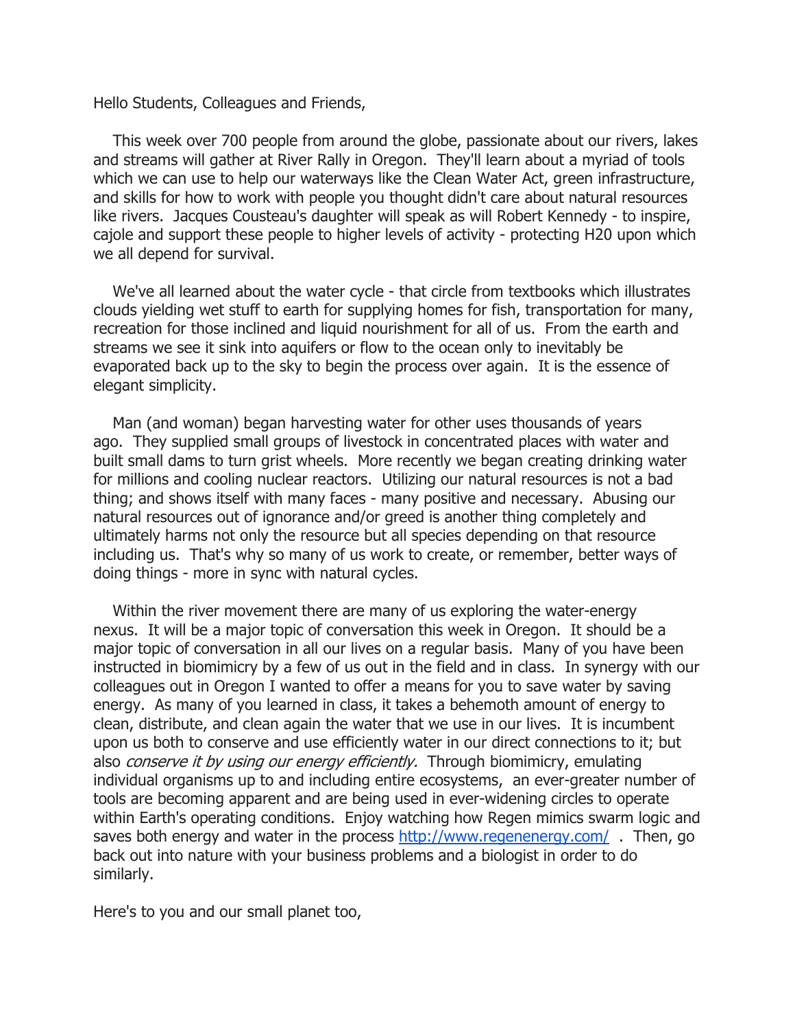Hello Students, Colleagues and Friends,

This week over 700 people from around the globe, passionate about our rivers, lakes and streams will gather at River Rally in Oregon. They'll learn about a myriad of tools which we can use to help our waterways like the Clean Water Act, green infrastructure, and skills for how to work with people you thought didn't care about natural resources like rivers. Jacques Cousteau's daughter will speak as will Robert Kennedy - to inspire, cajole and support these people to higher levels of activity - protecting H20 upon which we all depend for survival.

We've all learned about the water cycle - that circle from textbooks which illustrates clouds yielding wet stuff to earth for supplying homes for fish, transportation for many, recreation for those inclined and liquid nourishment for all of us. From the earth and streams we see it sink into aquifers or flow to the ocean only to inevitably be evaporated back up to the sky to begin the process over again. It is the essence of elegant simplicity.

Man (and woman) began harvesting water for other uses thousands of years ago. They supplied small groups of livestock in concentrated places with water and built small dams to turn grist wheels. More recently we began creating drinking water for millions and cooling nuclear reactors. Utilizing our natural resources is not a bad thing; and shows itself with many faces - many positive and necessary. Abusing our natural resources out of ignorance and/or greed is another thing completely and ultimately harms not only the resource but all species depending on that resource including us. That's why so many of us work to create, or remember, better ways of doing things - more in sync with natural cycles.

Within the river movement there are many of us exploring the water-energy nexus. It will be a major topic of conversation this week in Oregon. It should be a major topic of conversation in all our lives on a regular basis. Many of you have been instructed in biomimicry by a few of us out in the field and in class. In synergy with our colleagues out in Oregon I wanted to offer a means for you to save water by saving energy. As many of you learned in class, it takes a behemoth amount of energy to clean, distribute, and clean again the water that we use in our lives. It is incumbent upon us both to conserve and use efficiently water in our direct connections to it; but also *conserve it by using our energy efficiently.* Through biomimicry, emulating individual organisms up to and including entire ecosystems, an ever-greater number of tools are becoming apparent and are being used in ever-widening circles to operate within Earth's operating conditions. Enjoy watching how Regen mimics swarm logic and saves both energy and water in the process [http://www.regenenergy.com/](http://www.regenenergy.com/) . Then, go back out into nature with your business problems and a biologist in order to do similarly.

Here's to you and our small planet too,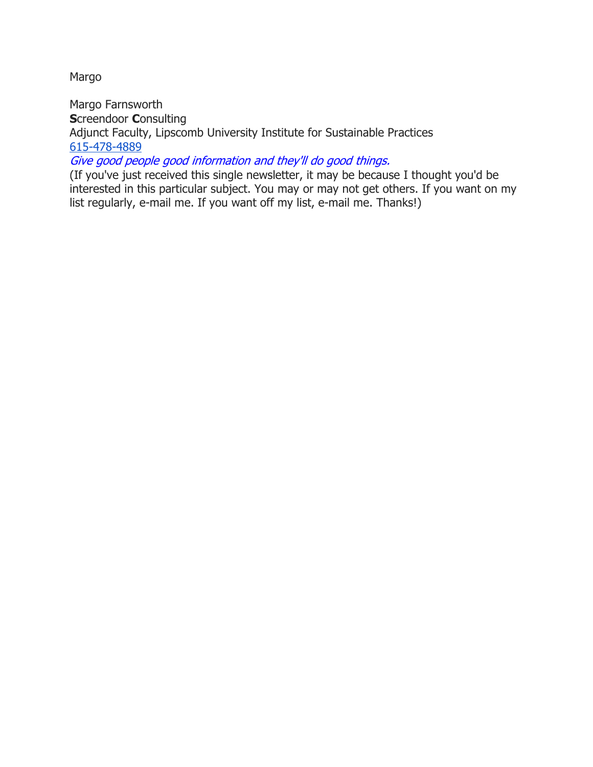Margo

Margo Farnsworth  
**S**creendoor **C**onsulting  
Adjunct Faculty, Lipscomb University Institute for Sustainable Practices  
615-478-4889  
*Give good people good information and they'll do good things.*  
(If you've just received this single newsletter, it may be because I thought you'd be interested in this particular subject. You may or may not get others. If you want on my list regularly, e-mail me. If you want off my list, e-mail me. Thanks!)